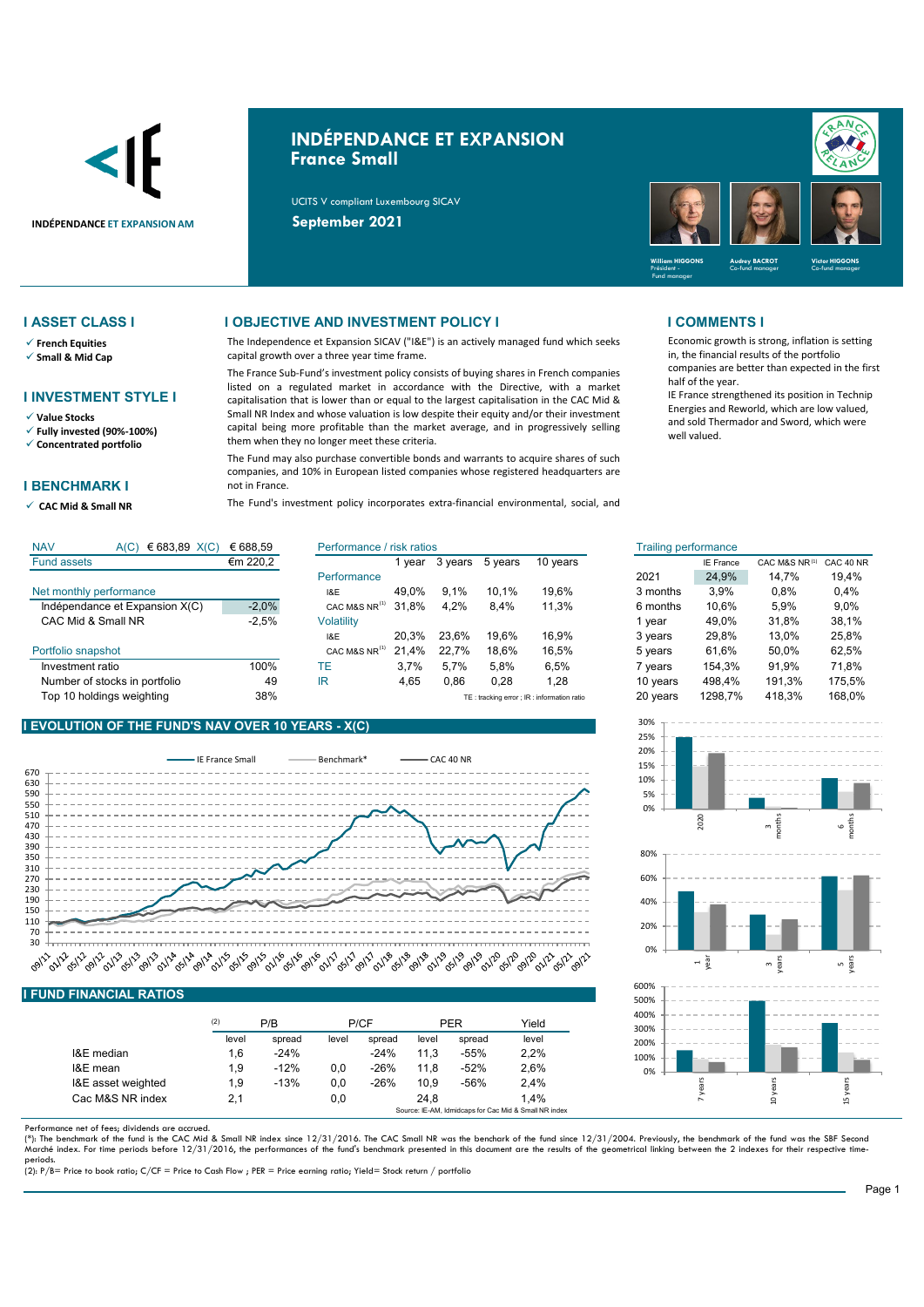INDÉPENDANCE ET EXPANSION AM

# INDÉPENDANCE ET EXPANSION
## France Small

UCITS V compliant Luxembourg SICAV

**September 2021**

William HIGGONS – Président - Fund manager; Audrey BACROT – Co-fund manager; Victor HIGGONS – Co-fund manager

## I ASSET CLASS I

- ✓ **French Equities**
- ✓ **Small & Mid Cap**

## I INVESTMENT STYLE I

- ✓ **Value Stocks**
- ✓ **Fully invested (90%-100%)**
- ✓ **Concentrated portfolio**

## I BENCHMARK I

- ✓ **CAC Mid & Small NR**

## I OBJECTIVE AND INVESTMENT POLICY I

The Independence et Expansion SICAV ("I&E") is an actively managed fund which seeks capital growth over a three year time frame.

The France Sub-Fund's investment policy consists of buying shares in French companies listed on a regulated market in accordance with the Directive, with a market capitalisation that is lower than or equal to the largest capitalisation in the CAC Mid & Small NR Index and whose valuation is low despite their equity and/or their investment capital being more profitable than the market average, and in progressively selling them when they no longer meet these criteria.

The Fund may also purchase convertible bonds and warrants to acquire shares of such companies, and 10% in European listed companies whose registered headquarters are not in France.

The Fund's investment policy incorporates extra-financial environmental, social, and

## I COMMENTS I

Economic growth is strong, inflation is setting in, the financial results of the portfolio companies are better than expected in the first half of the year.

IE France strengthened its position in Technip Energies and Reworld, which are low valued, and sold Thermador and Sword, which were well valued.

| NAV | A(C) € 683,89 X(C) | € 688,59 |
|---|---|---|
| Fund assets | | €m 220,2 |
| **Net monthly performance** | | |
| Indépendance et Expansion X(C) | | -2,0% |
| CAC Mid & Small NR | | -2,5% |
| **Portfolio snapshot** | | |
| Investment ratio | | 100% |
| Number of stocks in portfolio | | 49 |
| Top 10 holdings weighting | | 38% |

| Performance / risk ratios | | 1 year | 3 years | 5 years | 10 years |
|---|---|---|---|---|---|
| Performance | I&E | 49,0% | 9,1% | 10,1% | 19,6% |
| | CAC M&S NR[1] | 31,8% | 4,2% | 8,4% | 11,3% |
| Volatility | I&E | 20,3% | 23,6% | 19,6% | 16,9% |
| | CAC M&S NR[1] | 21,4% | 22,7% | 18,6% | 16,5% |
| TE | | 3,7% | 5,7% | 5,8% | 6,5% |
| IR | | 4,65 | 0,86 | 0,28 | 1,28 |

TE : tracking error ; IR : information ratio

| Trailing performance | IE France | CAC M&S NR[1] | CAC 40 NR |
|---|---|---|---|
| 2021 | 24,9% | 14,7% | 19,4% |
| 3 months | 3,9% | 0,8% | 0,4% |
| 6 months | 10,6% | 5,9% | 9,0% |
| 1 year | 49,0% | 31,8% | 38,1% |
| 3 years | 29,8% | 13,0% | 25,8% |
| 5 years | 61,6% | 50,0% | 62,5% |
| 7 years | 154,3% | 91,9% | 71,8% |
| 10 years | 498,4% | 191,3% | 175,5% |
| 20 years | 1298,7% | 418,3% | 168,0% |

## I EVOLUTION OF THE FUND'S NAV OVER 10 YEARS - X(C)

IE France Small — Benchmark* — CAC 40 NR

## I FUND FINANCIAL RATIOS

| [2] | P/B | | P/CF | | PER | | Yield |
|---|---|---|---|---|---|---|---|
| | level | spread | level | spread | level | spread | level |
| I&E median | 1,6 | -24% | | -24% | 11,3 | -55% | 2,2% |
| I&E mean | 1,9 | -12% | 0,0 | -26% | 11,8 | -52% | 2,6% |
| I&E asset weighted | 1,9 | -13% | 0,0 | -26% | 10,9 | -56% | 2,4% |
| Cac M&S NR index | 2,1 | | 0,0 | | 24,8 | | 1,4% |

Source: IE-AM, Idmidcaps for Cac Mid & Small NR index

Performance net of fees; dividends are accrued.

(*): The benchmark of the fund is the CAC Mid & Small NR index since 12/31/2016. The CAC Small NR was the benchark of the fund since 12/31/2004. Previously, the benchmark of the fund was the SBF Second Marché index. For time periods before 12/31/2016, the performances of the fund's benchmark presented in this document are the results of the geometrical linking between the 2 indexes for their respective time-periods.

(2): P/B= Price to book ratio; C/CF = Price to Cash Flow ; PER = Price earning ratio; Yield= Stock return / portfolio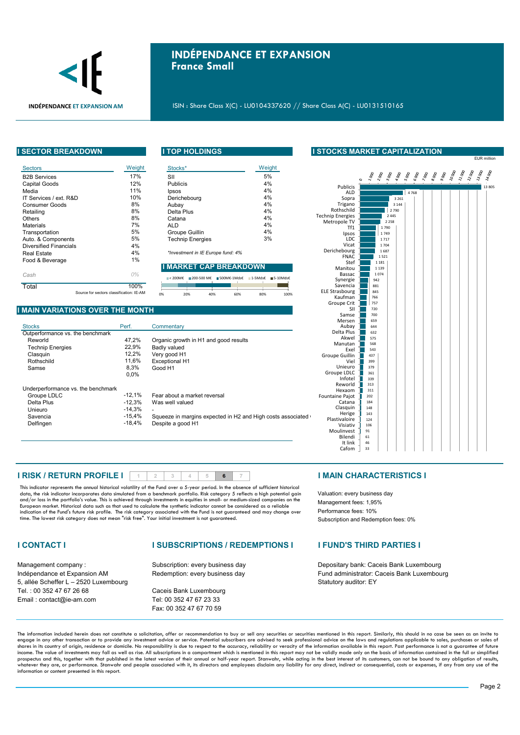# INDÉPENDANCE ET EXPANSION
## France Small

INDÉPENDANCE ET EXPANSION AM

ISIN : Share Class X(C) - LU0104337620 // Share Class A(C) - LU0131510165

## I SECTOR BREAKDOWN

| Sectors | Weight |
|---|---|
| B2B Services | 17% |
| Capital Goods | 12% |
| Media | 11% |
| IT Services / ext. R&D | 10% |
| Consumer Goods | 8% |
| Retailing | 8% |
| Others | 8% |
| Materials | 7% |
| Transportation | 5% |
| Auto. & Components | 5% |
| Diversified Financials | 4% |
| Real Estate | 4% |
| Food & Beverage | 1% |
| Cash | 0% |
| Total | 100% |

Source for sectors classification: IE-AM

## I TOP HOLDINGS

| Stocks* | Weight |
|---|---|
| SII | 5% |
| Publicis | 4% |
| Ipsos | 4% |
| Derichebourg | 4% |
| Aubay | 4% |
| Delta Plus | 4% |
| Catana | 4% |
| ALD | 4% |
| Groupe Guillin | 4% |
| Technip Energies | 3% |

*Investment in IE Europe fund: 4%

## I MARKET CAP BREAKDOWN

< 200M€ | 200-500 M€ | 500M€-1Mds€ | 1-5Mds€ | 5-10Mds€

0% 20% 40% 60% 80% 100%

## I STOCKS MARKET CAPITALIZATION

EUR million

0 1 000 2 000 3 000 4 000 5 000 6 000 7 000 8 000 9 000 10 000 11 000 12 000 13 000 14 000

Publicis 13 805
ALD 4 768
Sopra 3 261
Trigano 3 144
Rothschild 2 790
Technip Energies 2 445
Metropole TV 2 258
Tf1 1 790
Ipsos 1 749
LDC 1 717
Vicat 1 704
Derichebourg 1 687
FNAC 1 521
Stef 1 181
Manitou 1 139
Bassac 1 074
Synergie 942
Savencia 881
ELE Strasbourg 845
Kaufman 766
Groupe Crit 757
SII 720
Samse 700
Mersen 659
Aubay 644
Delta Plus 632
Akwel 575
Manutan 568
Exel 543
Groupe Guillin 437
Viel 399
Unieuro 379
Groupe LDLC 361
Infotel 339
Reworld 313
Hexaom 311
Fountaine Pajot 202
Catana 184
Clasquin 148
Herige 143
Plastivaloire 124
Visiativ 106
Moulinvest 91
Bilendi 61
It link 46
Cafom 33

## I MAIN VARIATIONS OVER THE MONTH

| Stocks | Perf. | Commentary |
|---|---|---|
| Outperformance vs. the benchmark | | |
| Reworld | 47,2% | Organic growth in H1 and good results |
| Technip Energies | 22,9% | Badly valued |
| Clasquin | 12,2% | Very good H1 |
| Rothschild | 11,6% | Exceptional H1 |
| Samse | 8,3% | Good H1 |
| | 0,0% | |
| Underperformance vs. the benchmark | | |
| Groupe LDLC | -12,1% | Fear about a market reversal |
| Delta Plus | -12,3% | Was well valued |
| Unieuro | -14,3% | - |
| Savencia | -15,4% | Squeeze in margins expected in H2 and High costs associated |
| Delfingen | -18,4% | Despite a good H1 |

## I RISK / RETURN PROFILE I

1 2 3 4 5 **6** 7

This indicator represents the annual historical volatility of the Fund over a 5-year period. In the absence of sufficient historical data, the risk indicator incorporates data simulated from a benchmark portfolio. Risk category 5 reflects a high potential gain and/or loss in the portfolio's value. This is achieved through investments in equities in small- or medium-sized companies on the European market. Historical data such as that used to calculate the synthetic indicator cannot be considered as a reliable indication of the Fund's future risk profile. The risk category associated with the Fund is not guaranteed and may change over time. The lowest risk category does not mean "risk free". Your initial investment is not guaranteed.

## I MAIN CHARACTERISTICS I

Valuation: every business day

Management fees: 1,95%

Performance fees: 10%

Subscription and Redemption fees: 0%

## I CONTACT I

Management company :
Indépendance et Expansion AM
5, allée Scheffer L – 2520 Luxembourg
Tel. : 00 352 47 67 26 68
Email : contact@ie-am.com

## I SUBSCRIPTIONS / REDEMPTIONS I

Subscription: every business day
Redemption: every business day

Caceis Bank Luxembourg
Tel: 00 352 47 67 23 33
Fax: 00 352 47 67 70 59

## I FUND'S THIRD PARTIES I

Depositary bank: Caceis Bank Luxembourg
Fund administrator: Caceis Bank Luxembourg
Statutory auditor: EY

The information included herein does not constitute a solicitation, offer or recommendation to buy or sell any securities or securities mentioned in this report. Similarly, this should in no case be seen as an invite to engage in any other transaction or to provide any investment advice or service. Potential subscribers are advised to seek professional advice on the laws and regulations applicable to sales, purchases or sales of shares in its country of origin, residence or domicile. No responsibility is due to respect to the accuracy, reliability or veracity of the information available in this report. Past performance is not a guarantee of future income. The value of investments may fall as well as rise. All subscriptions in a compartment which is mentioned in this report may not be validly made only on the basis of information contained in the full or simplified prospectus and this, together with that published in the latest version of their annual or half-year report. Stanwahr, while acting in the best interest of its customers, can not be bound to any obligation of results, whatever they are, or performance. Stanwahr and people associated with it, its directors and employees disclaim any liability for any direct, indirect or consequential, costs or expenses, if any from any use of the information or content presented in this report.